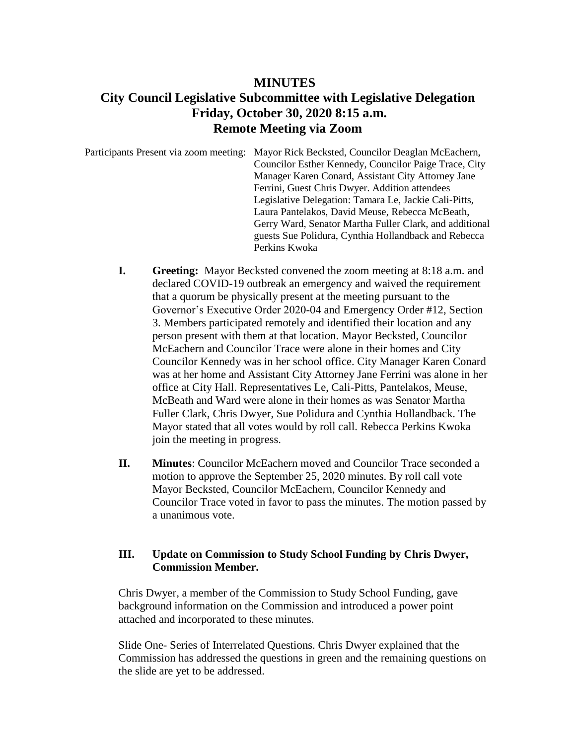# MINUTES

## City Council Legislative Subcommittee with Legislative Delegation
## Friday, October 30, 2020 8:15 a.m.
## Remote Meeting via Zoom

Participants Present via zoom meeting: Mayor Rick Becksted, Councilor Deaglan McEachern, Councilor Esther Kennedy, Councilor Paige Trace, City Manager Karen Conard, Assistant City Attorney Jane Ferrini, Guest Chris Dwyer. Addition attendees Legislative Delegation: Tamara Le, Jackie Cali-Pitts, Laura Pantelakos, David Meuse, Rebecca McBeath, Gerry Ward, Senator Martha Fuller Clark, and additional guests Sue Polidura, Cynthia Hollandback and Rebecca Perkins Kwoka

**I. Greeting:** Mayor Becksted convened the zoom meeting at 8:18 a.m. and declared COVID-19 outbreak an emergency and waived the requirement that a quorum be physically present at the meeting pursuant to the Governor's Executive Order 2020-04 and Emergency Order #12, Section 3. Members participated remotely and identified their location and any person present with them at that location. Mayor Becksted, Councilor McEachern and Councilor Trace were alone in their homes and City Councilor Kennedy was in her school office. City Manager Karen Conard was at her home and Assistant City Attorney Jane Ferrini was alone in her office at City Hall. Representatives Le, Cali-Pitts, Pantelakos, Meuse, McBeath and Ward were alone in their homes as was Senator Martha Fuller Clark, Chris Dwyer, Sue Polidura and Cynthia Hollandback. The Mayor stated that all votes would by roll call. Rebecca Perkins Kwoka join the meeting in progress.

**II. Minutes**: Councilor McEachern moved and Councilor Trace seconded a motion to approve the September 25, 2020 minutes. By roll call vote Mayor Becksted, Councilor McEachern, Councilor Kennedy and Councilor Trace voted in favor to pass the minutes. The motion passed by a unanimous vote.

**III. Update on Commission to Study School Funding by Chris Dwyer, Commission Member.**

Chris Dwyer, a member of the Commission to Study School Funding, gave background information on the Commission and introduced a power point attached and incorporated to these minutes.

Slide One- Series of Interrelated Questions. Chris Dwyer explained that the Commission has addressed the questions in green and the remaining questions on the slide are yet to be addressed.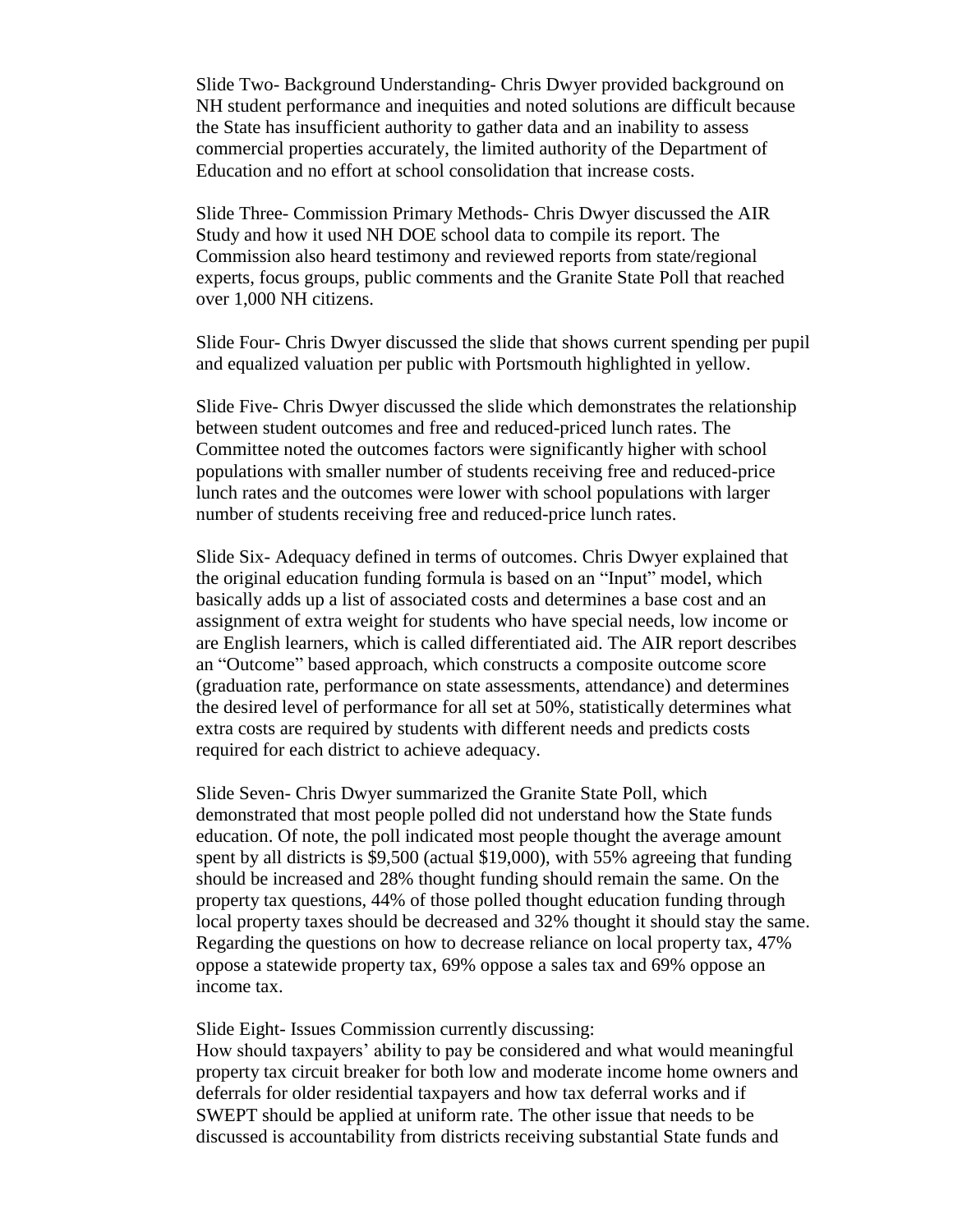Slide Two- Background Understanding- Chris Dwyer provided background on NH student performance and inequities and noted solutions are difficult because the State has insufficient authority to gather data and an inability to assess commercial properties accurately, the limited authority of the Department of Education and no effort at school consolidation that increase costs.

Slide Three- Commission Primary Methods- Chris Dwyer discussed the AIR Study and how it used NH DOE school data to compile its report. The Commission also heard testimony and reviewed reports from state/regional experts, focus groups, public comments and the Granite State Poll that reached over 1,000 NH citizens.

Slide Four- Chris Dwyer discussed the slide that shows current spending per pupil and equalized valuation per public with Portsmouth highlighted in yellow.

Slide Five- Chris Dwyer discussed the slide which demonstrates the relationship between student outcomes and free and reduced-priced lunch rates. The Committee noted the outcomes factors were significantly higher with school populations with smaller number of students receiving free and reduced-price lunch rates and the outcomes were lower with school populations with larger number of students receiving free and reduced-price lunch rates.

Slide Six- Adequacy defined in terms of outcomes. Chris Dwyer explained that the original education funding formula is based on an "Input" model, which basically adds up a list of associated costs and determines a base cost and an assignment of extra weight for students who have special needs, low income or are English learners, which is called differentiated aid. The AIR report describes an "Outcome" based approach, which constructs a composite outcome score (graduation rate, performance on state assessments, attendance) and determines the desired level of performance for all set at 50%, statistically determines what extra costs are required by students with different needs and predicts costs required for each district to achieve adequacy.

Slide Seven- Chris Dwyer summarized the Granite State Poll, which demonstrated that most people polled did not understand how the State funds education. Of note, the poll indicated most people thought the average amount spent by all districts is $9,500 (actual $19,000), with 55% agreeing that funding should be increased and 28% thought funding should remain the same. On the property tax questions, 44% of those polled thought education funding through local property taxes should be decreased and 32% thought it should stay the same. Regarding the questions on how to decrease reliance on local property tax, 47% oppose a statewide property tax, 69% oppose a sales tax and 69% oppose an income tax.

Slide Eight- Issues Commission currently discussing:
How should taxpayers' ability to pay be considered and what would meaningful property tax circuit breaker for both low and moderate income home owners and deferrals for older residential taxpayers and how tax deferral works and if SWEPT should be applied at uniform rate. The other issue that needs to be discussed is accountability from districts receiving substantial State funds and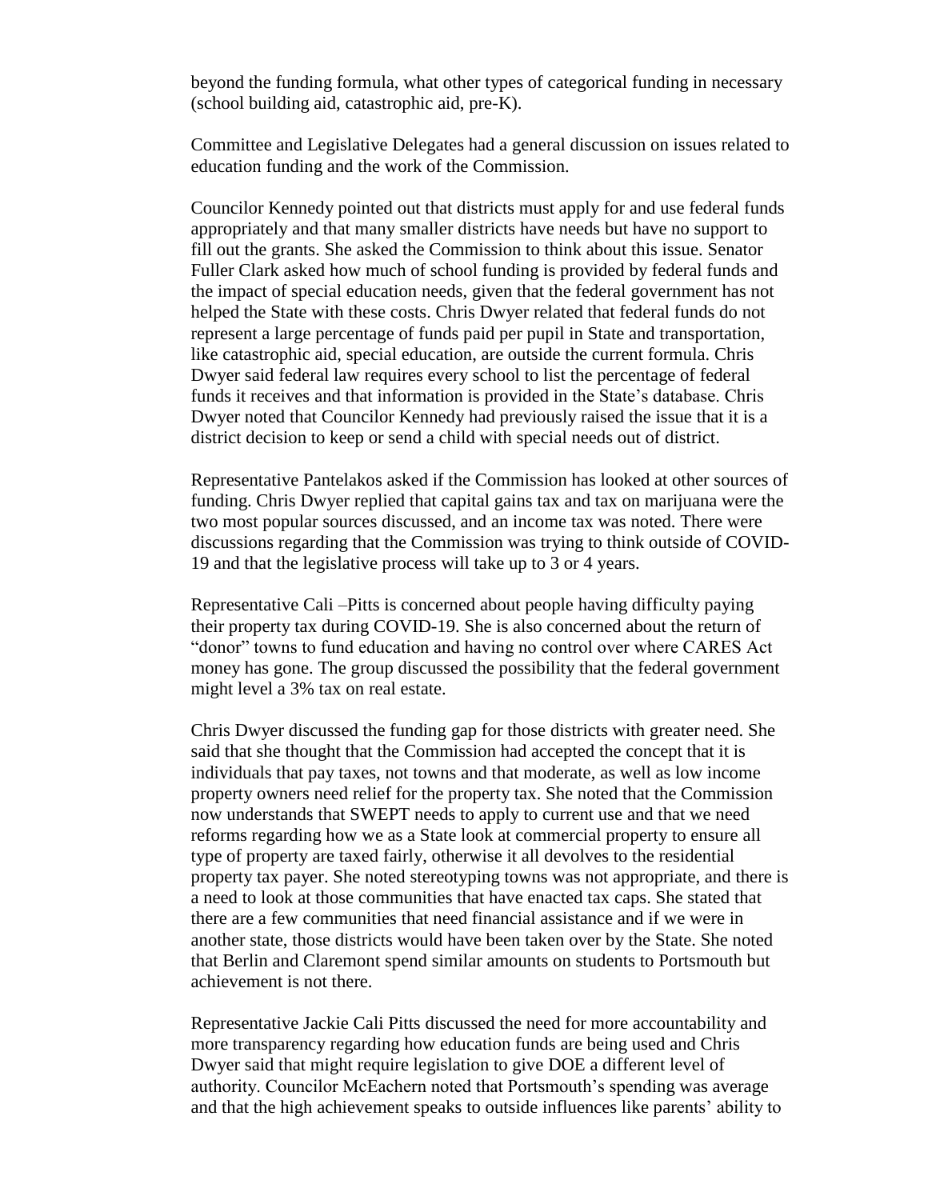beyond the funding formula, what other types of categorical funding in necessary (school building aid, catastrophic aid, pre-K).

Committee and Legislative Delegates had a general discussion on issues related to education funding and the work of the Commission.

Councilor Kennedy pointed out that districts must apply for and use federal funds appropriately and that many smaller districts have needs but have no support to fill out the grants. She asked the Commission to think about this issue. Senator Fuller Clark asked how much of school funding is provided by federal funds and the impact of special education needs, given that the federal government has not helped the State with these costs. Chris Dwyer related that federal funds do not represent a large percentage of funds paid per pupil in State and transportation, like catastrophic aid, special education, are outside the current formula. Chris Dwyer said federal law requires every school to list the percentage of federal funds it receives and that information is provided in the State's database. Chris Dwyer noted that Councilor Kennedy had previously raised the issue that it is a district decision to keep or send a child with special needs out of district.

Representative Pantelakos asked if the Commission has looked at other sources of funding. Chris Dwyer replied that capital gains tax and tax on marijuana were the two most popular sources discussed, and an income tax was noted. There were discussions regarding that the Commission was trying to think outside of COVID-19 and that the legislative process will take up to 3 or 4 years.

Representative Cali –Pitts is concerned about people having difficulty paying their property tax during COVID-19. She is also concerned about the return of "donor" towns to fund education and having no control over where CARES Act money has gone. The group discussed the possibility that the federal government might level a 3% tax on real estate.

Chris Dwyer discussed the funding gap for those districts with greater need. She said that she thought that the Commission had accepted the concept that it is individuals that pay taxes, not towns and that moderate, as well as low income property owners need relief for the property tax. She noted that the Commission now understands that SWEPT needs to apply to current use and that we need reforms regarding how we as a State look at commercial property to ensure all type of property are taxed fairly, otherwise it all devolves to the residential property tax payer. She noted stereotyping towns was not appropriate, and there is a need to look at those communities that have enacted tax caps. She stated that there are a few communities that need financial assistance and if we were in another state, those districts would have been taken over by the State. She noted that Berlin and Claremont spend similar amounts on students to Portsmouth but achievement is not there.

Representative Jackie Cali Pitts discussed the need for more accountability and more transparency regarding how education funds are being used and Chris Dwyer said that might require legislation to give DOE a different level of authority. Councilor McEachern noted that Portsmouth's spending was average and that the high achievement speaks to outside influences like parents' ability to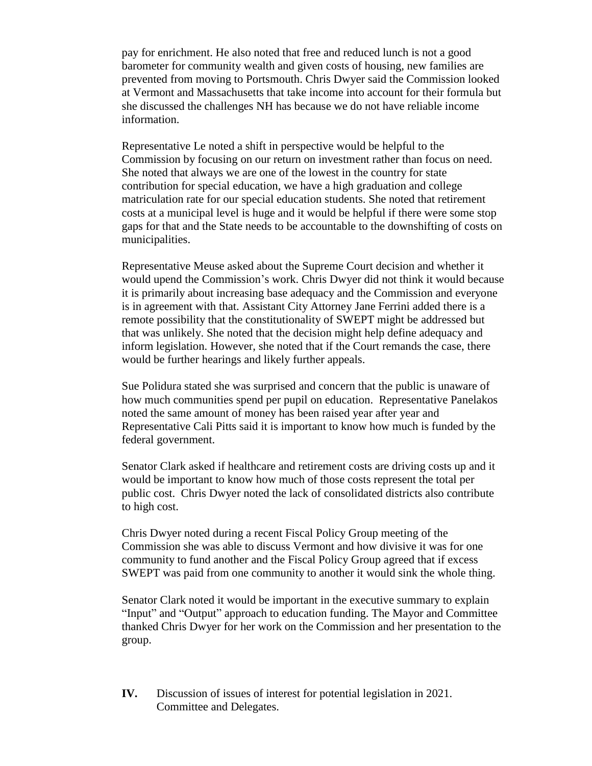pay for enrichment. He also noted that free and reduced lunch is not a good barometer for community wealth and given costs of housing, new families are prevented from moving to Portsmouth. Chris Dwyer said the Commission looked at Vermont and Massachusetts that take income into account for their formula but she discussed the challenges NH has because we do not have reliable income information.

Representative Le noted a shift in perspective would be helpful to the Commission by focusing on our return on investment rather than focus on need. She noted that always we are one of the lowest in the country for state contribution for special education, we have a high graduation and college matriculation rate for our special education students. She noted that retirement costs at a municipal level is huge and it would be helpful if there were some stop gaps for that and the State needs to be accountable to the downshifting of costs on municipalities.

Representative Meuse asked about the Supreme Court decision and whether it would upend the Commission's work. Chris Dwyer did not think it would because it is primarily about increasing base adequacy and the Commission and everyone is in agreement with that. Assistant City Attorney Jane Ferrini added there is a remote possibility that the constitutionality of SWEPT might be addressed but that was unlikely. She noted that the decision might help define adequacy and inform legislation. However, she noted that if the Court remands the case, there would be further hearings and likely further appeals.

Sue Polidura stated she was surprised and concern that the public is unaware of how much communities spend per pupil on education. Representative Panelakos noted the same amount of money has been raised year after year and Representative Cali Pitts said it is important to know how much is funded by the federal government.

Senator Clark asked if healthcare and retirement costs are driving costs up and it would be important to know how much of those costs represent the total per public cost. Chris Dwyer noted the lack of consolidated districts also contribute to high cost.

Chris Dwyer noted during a recent Fiscal Policy Group meeting of the Commission she was able to discuss Vermont and how divisive it was for one community to fund another and the Fiscal Policy Group agreed that if excess SWEPT was paid from one community to another it would sink the whole thing.

Senator Clark noted it would be important in the executive summary to explain "Input" and "Output" approach to education funding. The Mayor and Committee thanked Chris Dwyer for her work on the Commission and her presentation to the group.

**IV.** Discussion of issues of interest for potential legislation in 2021. Committee and Delegates.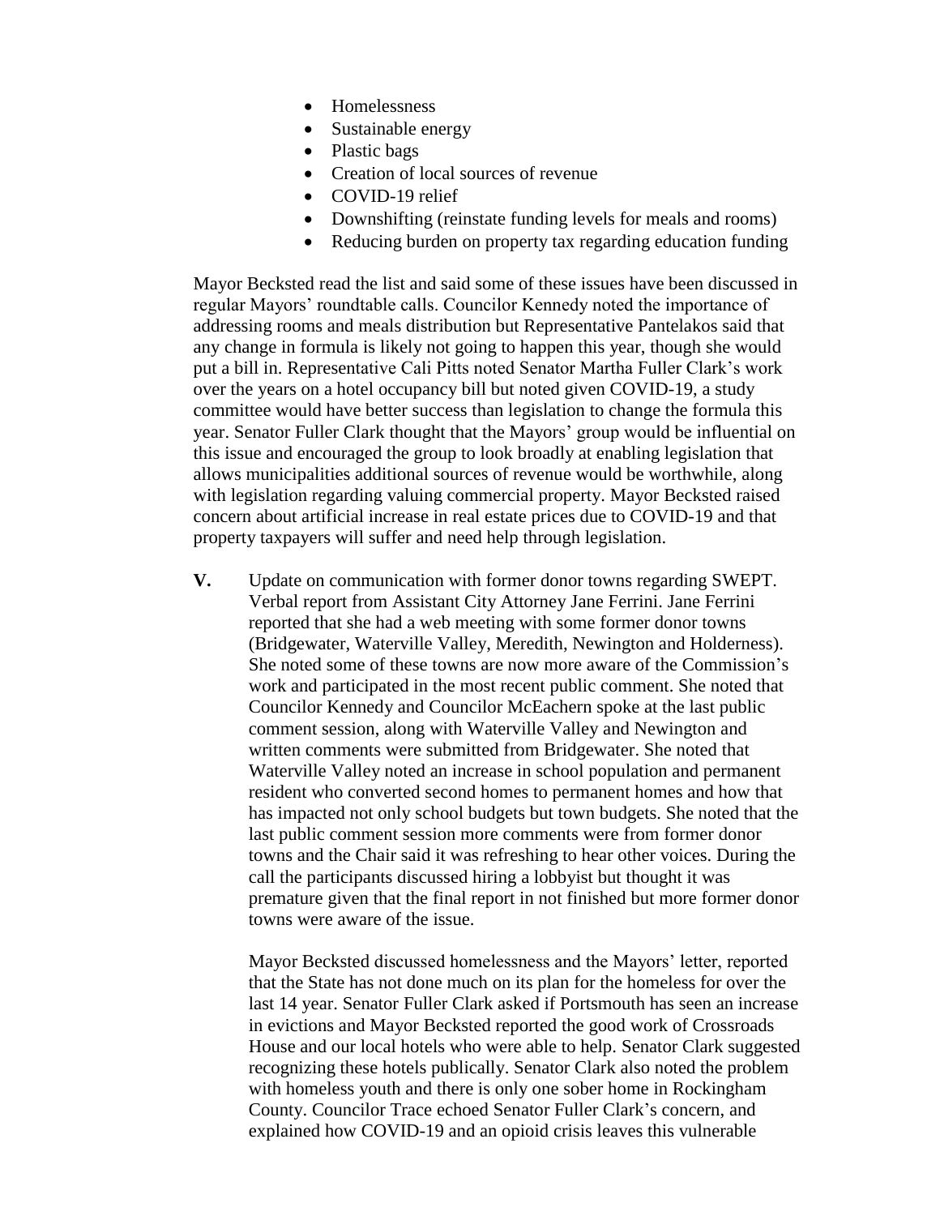- Homelessness
- Sustainable energy
- Plastic bags
- Creation of local sources of revenue
- COVID-19 relief
- Downshifting (reinstate funding levels for meals and rooms)
- Reducing burden on property tax regarding education funding

Mayor Becksted read the list and said some of these issues have been discussed in regular Mayors' roundtable calls. Councilor Kennedy noted the importance of addressing rooms and meals distribution but Representative Pantelakos said that any change in formula is likely not going to happen this year, though she would put a bill in. Representative Cali Pitts noted Senator Martha Fuller Clark's work over the years on a hotel occupancy bill but noted given COVID-19, a study committee would have better success than legislation to change the formula this year. Senator Fuller Clark thought that the Mayors' group would be influential on this issue and encouraged the group to look broadly at enabling legislation that allows municipalities additional sources of revenue would be worthwhile, along with legislation regarding valuing commercial property. Mayor Becksted raised concern about artificial increase in real estate prices due to COVID-19 and that property taxpayers will suffer and need help through legislation.

**V.** Update on communication with former donor towns regarding SWEPT. Verbal report from Assistant City Attorney Jane Ferrini. Jane Ferrini reported that she had a web meeting with some former donor towns (Bridgewater, Waterville Valley, Meredith, Newington and Holderness). She noted some of these towns are now more aware of the Commission's work and participated in the most recent public comment. She noted that Councilor Kennedy and Councilor McEachern spoke at the last public comment session, along with Waterville Valley and Newington and written comments were submitted from Bridgewater. She noted that Waterville Valley noted an increase in school population and permanent resident who converted second homes to permanent homes and how that has impacted not only school budgets but town budgets. She noted that the last public comment session more comments were from former donor towns and the Chair said it was refreshing to hear other voices. During the call the participants discussed hiring a lobbyist but thought it was premature given that the final report in not finished but more former donor towns were aware of the issue.

Mayor Becksted discussed homelessness and the Mayors' letter, reported that the State has not done much on its plan for the homeless for over the last 14 year. Senator Fuller Clark asked if Portsmouth has seen an increase in evictions and Mayor Becksted reported the good work of Crossroads House and our local hotels who were able to help. Senator Clark suggested recognizing these hotels publically. Senator Clark also noted the problem with homeless youth and there is only one sober home in Rockingham County. Councilor Trace echoed Senator Fuller Clark's concern, and explained how COVID-19 and an opioid crisis leaves this vulnerable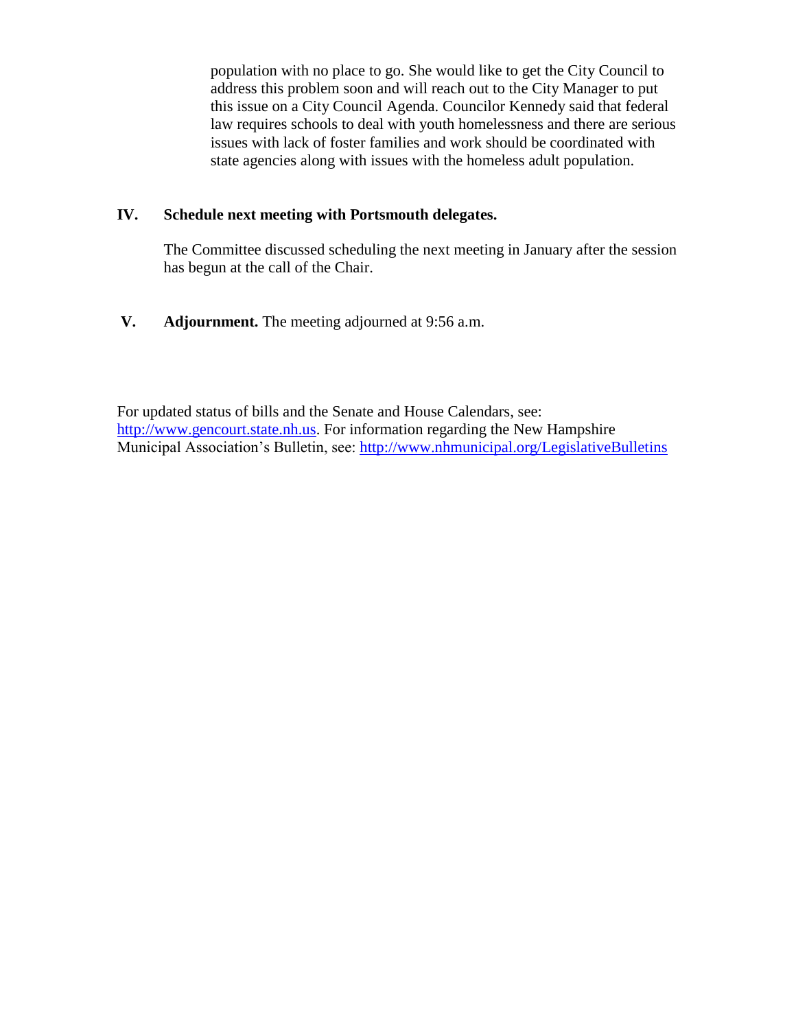population with no place to go. She would like to get the City Council to address this problem soon and will reach out to the City Manager to put this issue on a City Council Agenda. Councilor Kennedy said that federal law requires schools to deal with youth homelessness and there are serious issues with lack of foster families and work should be coordinated with state agencies along with issues with the homeless adult population.

**IV. Schedule next meeting with Portsmouth delegates.**

The Committee discussed scheduling the next meeting in January after the session has begun at the call of the Chair.

**V. Adjournment.** The meeting adjourned at 9:56 a.m.

For updated status of bills and the Senate and House Calendars, see: http://www.gencourt.state.nh.us. For information regarding the New Hampshire Municipal Association's Bulletin, see: http://www.nhmunicipal.org/LegislativeBulletins